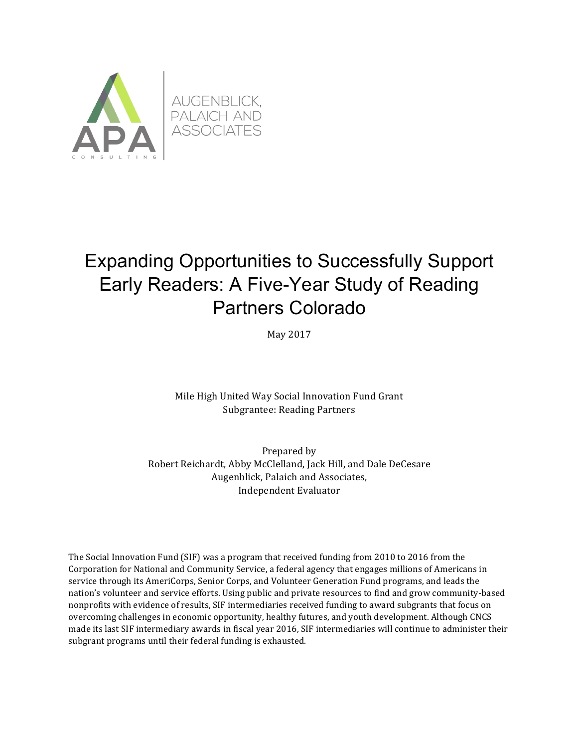AUGENBLICK, PALAICH AND ASSOCIATES

# Expanding Opportunities to Successfully Support Early Readers: A Five-Year Study of Reading Partners Colorado

May 2017

Mile High United Way Social Innovation Fund Grant
Subgrantee: Reading Partners

Prepared by
Robert Reichardt, Abby McClelland, Jack Hill, and Dale DeCesare
Augenblick, Palaich and Associates,
Independent Evaluator

The Social Innovation Fund (SIF) was a program that received funding from 2010 to 2016 from the Corporation for National and Community Service, a federal agency that engages millions of Americans in service through its AmeriCorps, Senior Corps, and Volunteer Generation Fund programs, and leads the nation's volunteer and service efforts. Using public and private resources to find and grow community-based nonprofits with evidence of results, SIF intermediaries received funding to award subgrants that focus on overcoming challenges in economic opportunity, healthy futures, and youth development. Although CNCS made its last SIF intermediary awards in fiscal year 2016, SIF intermediaries will continue to administer their subgrant programs until their federal funding is exhausted.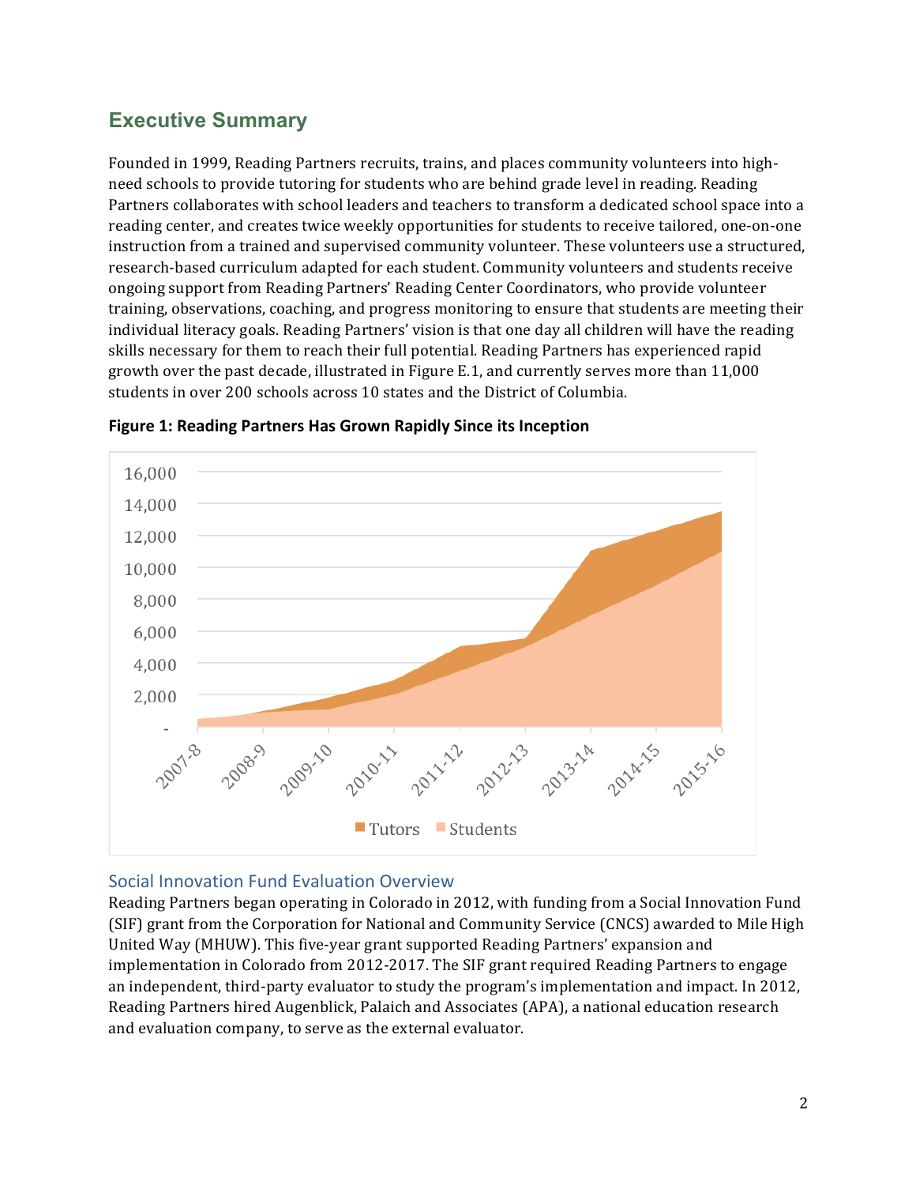## Executive Summary

Founded in 1999, Reading Partners recruits, trains, and places community volunteers into high-need schools to provide tutoring for students who are behind grade level in reading. Reading Partners collaborates with school leaders and teachers to transform a dedicated school space into a reading center, and creates twice weekly opportunities for students to receive tailored, one-on-one instruction from a trained and supervised community volunteer. These volunteers use a structured, research-based curriculum adapted for each student. Community volunteers and students receive ongoing support from Reading Partners' Reading Center Coordinators, who provide volunteer training, observations, coaching, and progress monitoring to ensure that students are meeting their individual literacy goals. Reading Partners' vision is that one day all children will have the reading skills necessary for them to reach their full potential. Reading Partners has experienced rapid growth over the past decade, illustrated in Figure E.1, and currently serves more than 11,000 students in over 200 schools across 10 states and the District of Columbia.

**Figure 1: Reading Partners Has Grown Rapidly Since its Inception**

### Social Innovation Fund Evaluation Overview

Reading Partners began operating in Colorado in 2012, with funding from a Social Innovation Fund (SIF) grant from the Corporation for National and Community Service (CNCS) awarded to Mile High United Way (MHUW). This five-year grant supported Reading Partners' expansion and implementation in Colorado from 2012-2017. The SIF grant required Reading Partners to engage an independent, third-party evaluator to study the program's implementation and impact. In 2012, Reading Partners hired Augenblick, Palaich and Associates (APA), a national education research and evaluation company, to serve as the external evaluator.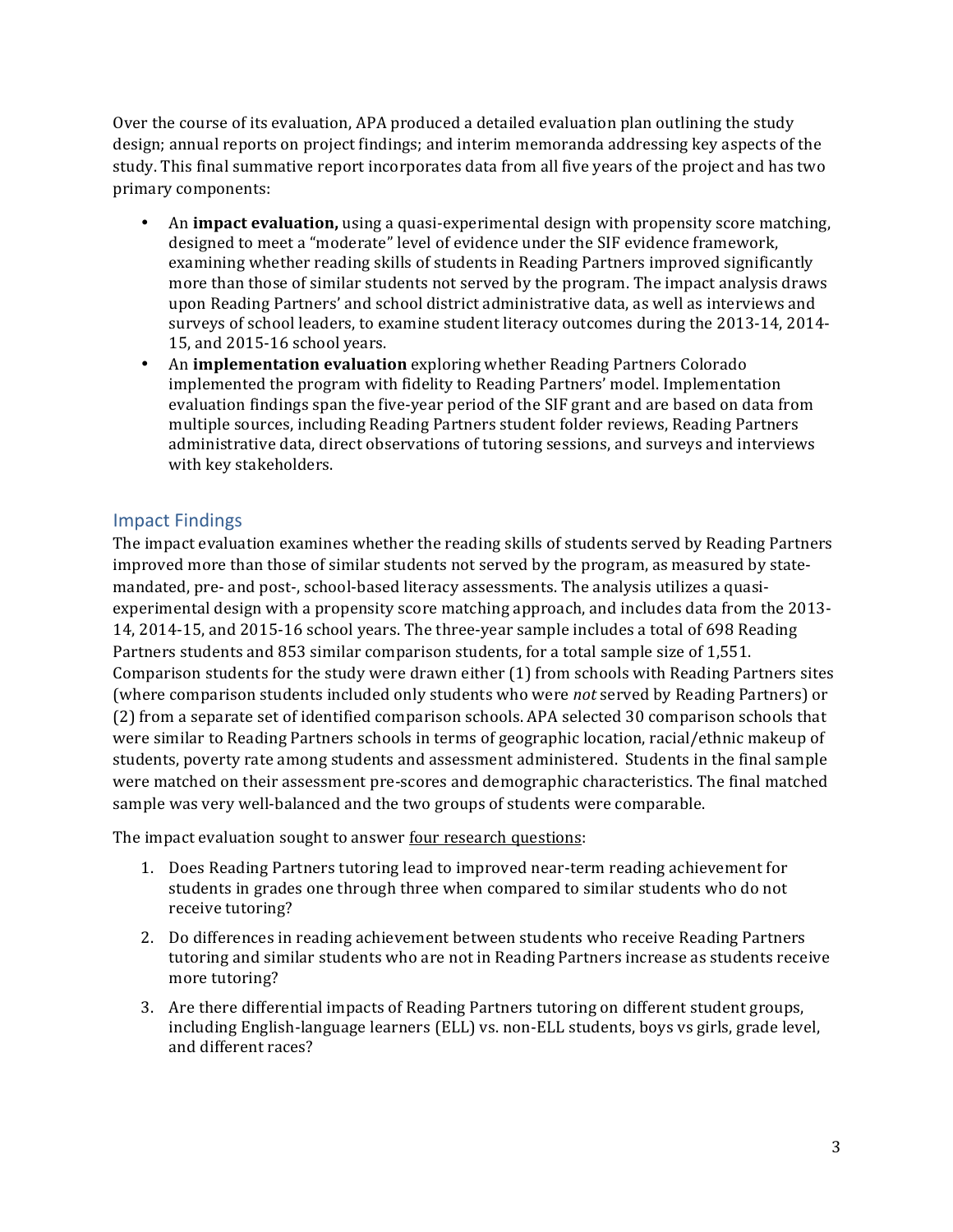Over the course of its evaluation, APA produced a detailed evaluation plan outlining the study design; annual reports on project findings; and interim memoranda addressing key aspects of the study. This final summative report incorporates data from all five years of the project and has two primary components:

- An **impact evaluation,** using a quasi-experimental design with propensity score matching, designed to meet a "moderate" level of evidence under the SIF evidence framework, examining whether reading skills of students in Reading Partners improved significantly more than those of similar students not served by the program. The impact analysis draws upon Reading Partners' and school district administrative data, as well as interviews and surveys of school leaders, to examine student literacy outcomes during the 2013-14, 2014-15, and 2015-16 school years.
- An **implementation evaluation** exploring whether Reading Partners Colorado implemented the program with fidelity to Reading Partners' model. Implementation evaluation findings span the five-year period of the SIF grant and are based on data from multiple sources, including Reading Partners student folder reviews, Reading Partners administrative data, direct observations of tutoring sessions, and surveys and interviews with key stakeholders.

## Impact Findings

The impact evaluation examines whether the reading skills of students served by Reading Partners improved more than those of similar students not served by the program, as measured by state-mandated, pre- and post-, school-based literacy assessments. The analysis utilizes a quasi-experimental design with a propensity score matching approach, and includes data from the 2013-14, 2014-15, and 2015-16 school years. The three-year sample includes a total of 698 Reading Partners students and 853 similar comparison students, for a total sample size of 1,551. Comparison students for the study were drawn either (1) from schools with Reading Partners sites (where comparison students included only students who were *not* served by Reading Partners) or (2) from a separate set of identified comparison schools. APA selected 30 comparison schools that were similar to Reading Partners schools in terms of geographic location, racial/ethnic makeup of students, poverty rate among students and assessment administered. Students in the final sample were matched on their assessment pre-scores and demographic characteristics. The final matched sample was very well-balanced and the two groups of students were comparable.

The impact evaluation sought to answer four research questions:

1. Does Reading Partners tutoring lead to improved near-term reading achievement for students in grades one through three when compared to similar students who do not receive tutoring?
2. Do differences in reading achievement between students who receive Reading Partners tutoring and similar students who are not in Reading Partners increase as students receive more tutoring?
3. Are there differential impacts of Reading Partners tutoring on different student groups, including English-language learners (ELL) vs. non-ELL students, boys vs girls, grade level, and different races?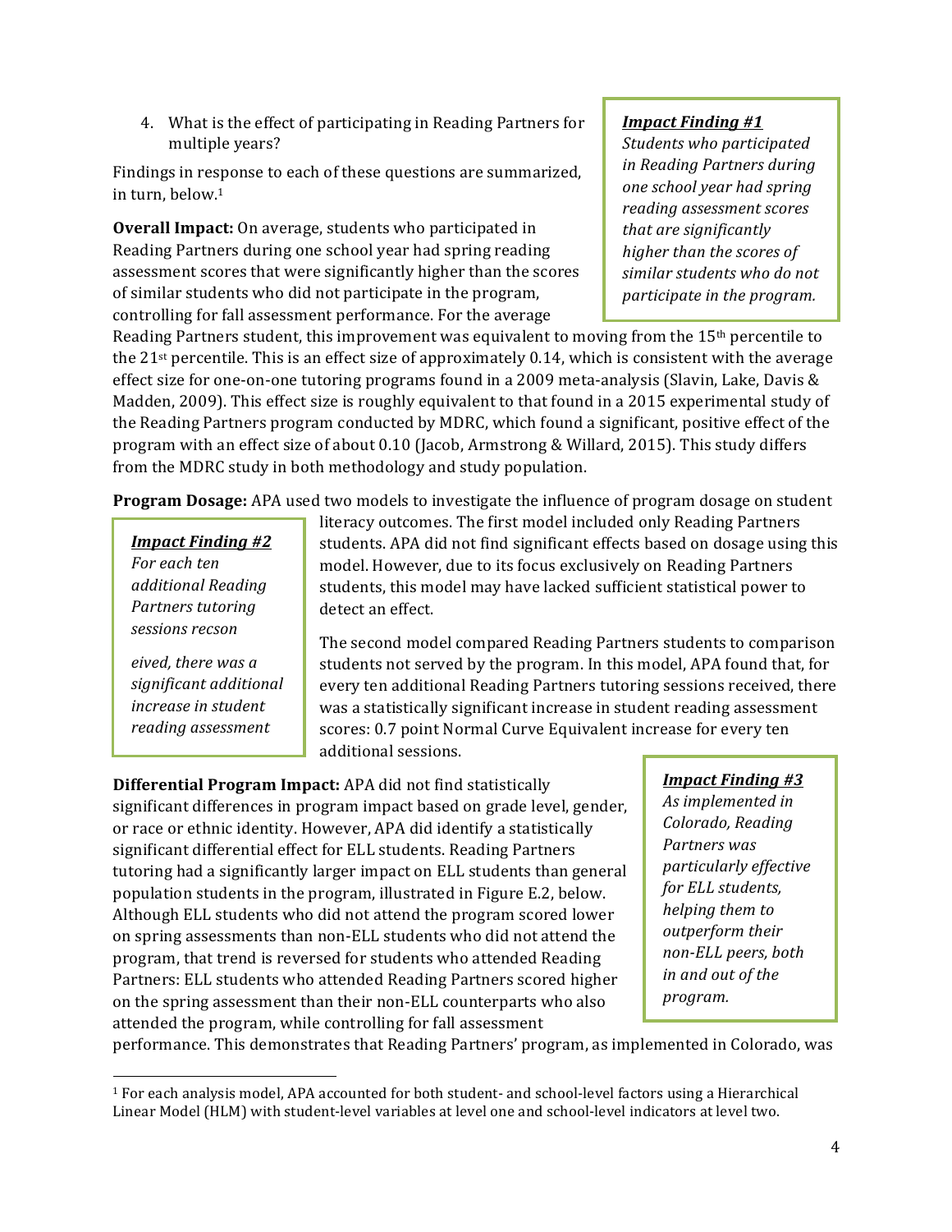4. What is the effect of participating in Reading Partners for multiple years?

Findings in response to each of these questions are summarized, in turn, below.[1]

> ***Impact Finding #1***
> *Students who participated in Reading Partners during one school year had spring reading assessment scores that are significantly higher than the scores of similar students who do not participate in the program.*

**Overall Impact:** On average, students who participated in Reading Partners during one school year had spring reading assessment scores that were significantly higher than the scores of similar students who did not participate in the program, controlling for fall assessment performance. For the average Reading Partners student, this improvement was equivalent to moving from the 15th percentile to the 21st percentile. This is an effect size of approximately 0.14, which is consistent with the average effect size for one-on-one tutoring programs found in a 2009 meta-analysis (Slavin, Lake, Davis & Madden, 2009). This effect size is roughly equivalent to that found in a 2015 experimental study of the Reading Partners program conducted by MDRC, which found a significant, positive effect of the program with an effect size of about 0.10 (Jacob, Armstrong & Willard, 2015). This study differs from the MDRC study in both methodology and study population.

> ***Impact Finding #2***
> *For each ten additional Reading Partners tutoring sessions recson*
>
> *eived, there was a significant additional increase in student reading assessment*

**Program Dosage:** APA used two models to investigate the influence of program dosage on student literacy outcomes. The first model included only Reading Partners students. APA did not find significant effects based on dosage using this model. However, due to its focus exclusively on Reading Partners students, this model may have lacked sufficient statistical power to detect an effect.

The second model compared Reading Partners students to comparison students not served by the program. In this model, APA found that, for every ten additional Reading Partners tutoring sessions received, there was a statistically significant increase in student reading assessment scores: 0.7 point Normal Curve Equivalent increase for every ten additional sessions.

> ***Impact Finding #3***
> *As implemented in Colorado, Reading Partners was particularly effective for ELL students, helping them to outperform their non-ELL peers, both in and out of the program.*

**Differential Program Impact:** APA did not find statistically significant differences in program impact based on grade level, gender, or race or ethnic identity. However, APA did identify a statistically significant differential effect for ELL students. Reading Partners tutoring had a significantly larger impact on ELL students than general population students in the program, illustrated in Figure E.2, below. Although ELL students who did not attend the program scored lower on spring assessments than non-ELL students who did not attend the program, that trend is reversed for students who attended Reading Partners: ELL students who attended Reading Partners scored higher on the spring assessment than their non-ELL counterparts who also attended the program, while controlling for fall assessment performance. This demonstrates that Reading Partners' program, as implemented in Colorado, was

[1] For each analysis model, APA accounted for both student- and school-level factors using a Hierarchical Linear Model (HLM) with student-level variables at level one and school-level indicators at level two.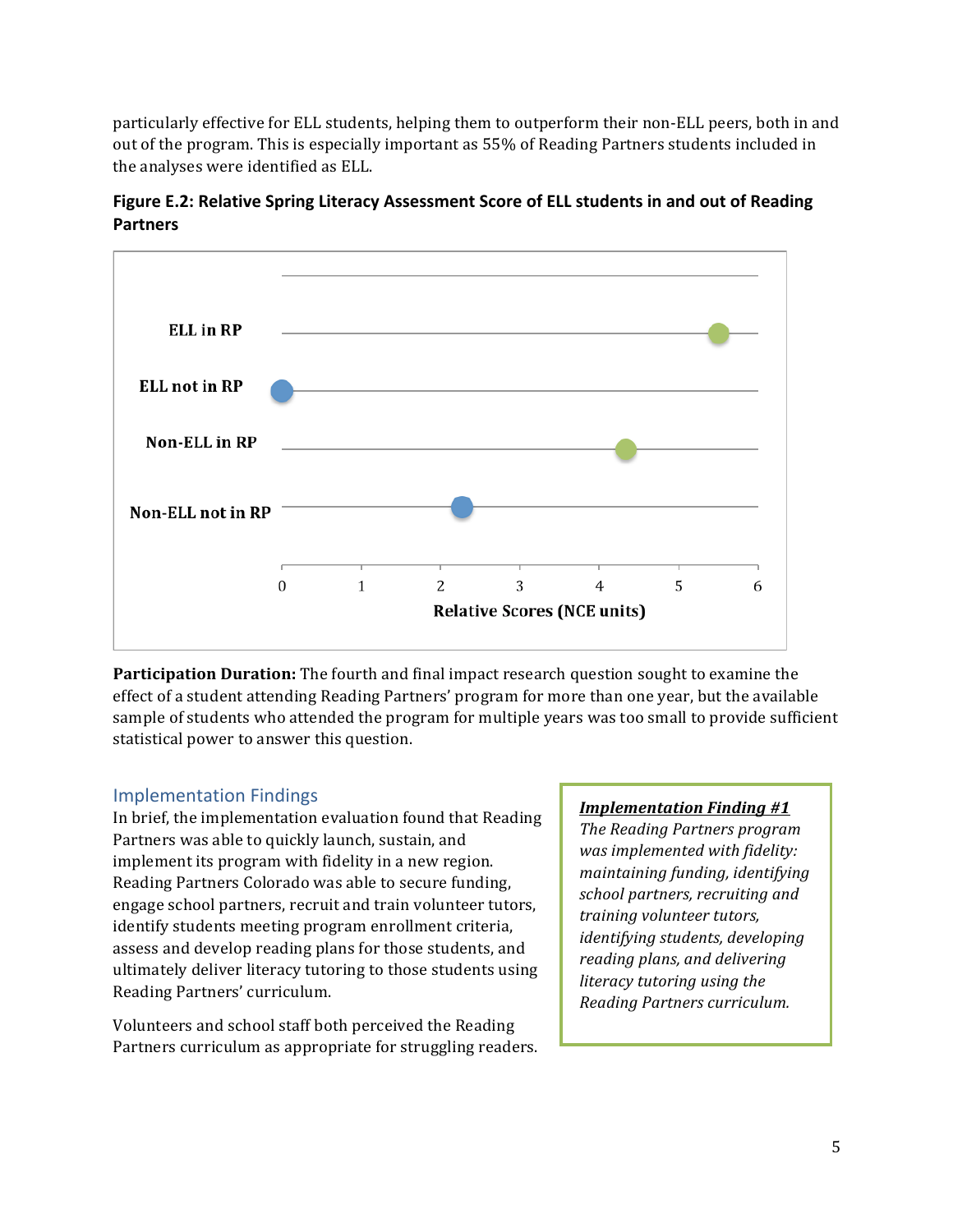particularly effective for ELL students, helping them to outperform their non-ELL peers, both in and out of the program. This is especially important as 55% of Reading Partners students included in the analyses were identified as ELL.

**Figure E.2: Relative Spring Literacy Assessment Score of ELL students in and out of Reading Partners**

**Participation Duration:** The fourth and final impact research question sought to examine the effect of a student attending Reading Partners' program for more than one year, but the available sample of students who attended the program for multiple years was too small to provide sufficient statistical power to answer this question.

## Implementation Findings

In brief, the implementation evaluation found that Reading Partners was able to quickly launch, sustain, and implement its program with fidelity in a new region. Reading Partners Colorado was able to secure funding, engage school partners, recruit and train volunteer tutors, identify students meeting program enrollment criteria, assess and develop reading plans for those students, and ultimately deliver literacy tutoring to those students using Reading Partners' curriculum.

> ***Implementation Finding #1***
>
> *The Reading Partners program was implemented with fidelity: maintaining funding, identifying school partners, recruiting and training volunteer tutors, identifying students, developing reading plans, and delivering literacy tutoring using the Reading Partners curriculum.*

Volunteers and school staff both perceived the Reading Partners curriculum as appropriate for struggling readers.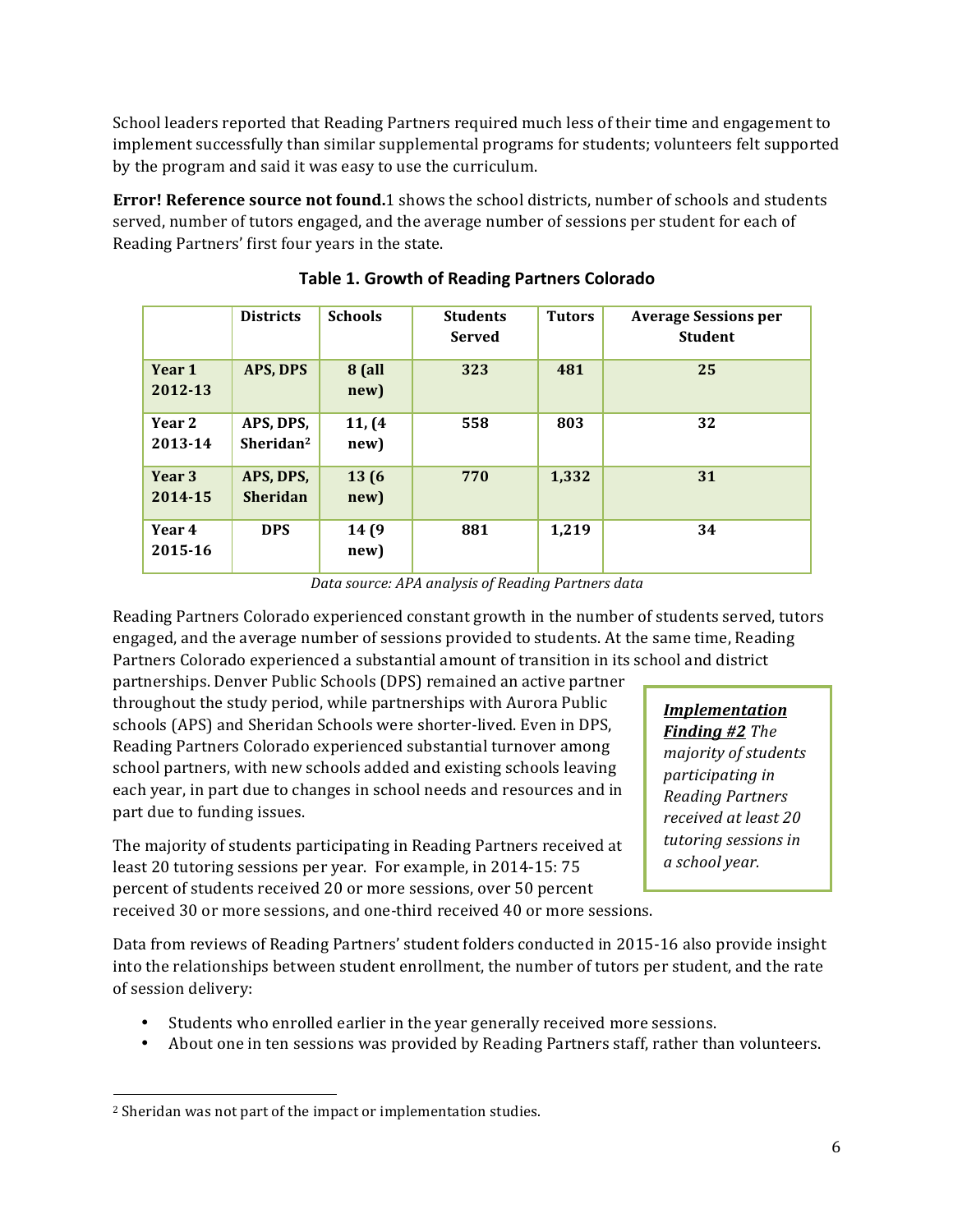School leaders reported that Reading Partners required much less of their time and engagement to implement successfully than similar supplemental programs for students; volunteers felt supported by the program and said it was easy to use the curriculum.

**Error! Reference source not found.**1 shows the school districts, number of schools and students served, number of tutors engaged, and the average number of sessions per student for each of Reading Partners' first four years in the state.

**Table 1. Growth of Reading Partners Colorado**

| | Districts | Schools | Students Served | Tutors | Average Sessions per Student |
|---|---|---|---|---|---|
| **Year 1 2012-13** | **APS, DPS** | **8 (all new)** | **323** | **481** | **25** |
| **Year 2 2013-14** | **APS, DPS, Sheridan[2]** | **11, (4 new)** | **558** | **803** | **32** |
| **Year 3 2014-15** | **APS, DPS, Sheridan** | **13 (6 new)** | **770** | **1,332** | **31** |
| **Year 4 2015-16** | **DPS** | **14 (9 new)** | **881** | **1,219** | **34** |

*Data source: APA analysis of Reading Partners data*

Reading Partners Colorado experienced constant growth in the number of students served, tutors engaged, and the average number of sessions provided to students. At the same time, Reading Partners Colorado experienced a substantial amount of transition in its school and district partnerships. Denver Public Schools (DPS) remained an active partner throughout the study period, while partnerships with Aurora Public schools (APS) and Sheridan Schools were shorter-lived. Even in DPS, Reading Partners Colorado experienced substantial turnover among school partners, with new schools added and existing schools leaving each year, in part due to changes in school needs and resources and in part due to funding issues.

> ***Implementation Finding #2*** *The majority of students participating in Reading Partners received at least 20 tutoring sessions in a school year.*

The majority of students participating in Reading Partners received at least 20 tutoring sessions per year. For example, in 2014-15: 75 percent of students received 20 or more sessions, over 50 percent received 30 or more sessions, and one-third received 40 or more sessions.

Data from reviews of Reading Partners' student folders conducted in 2015-16 also provide insight into the relationships between student enrollment, the number of tutors per student, and the rate of session delivery:

- Students who enrolled earlier in the year generally received more sessions.
- About one in ten sessions was provided by Reading Partners staff, rather than volunteers.

[2] Sheridan was not part of the impact or implementation studies.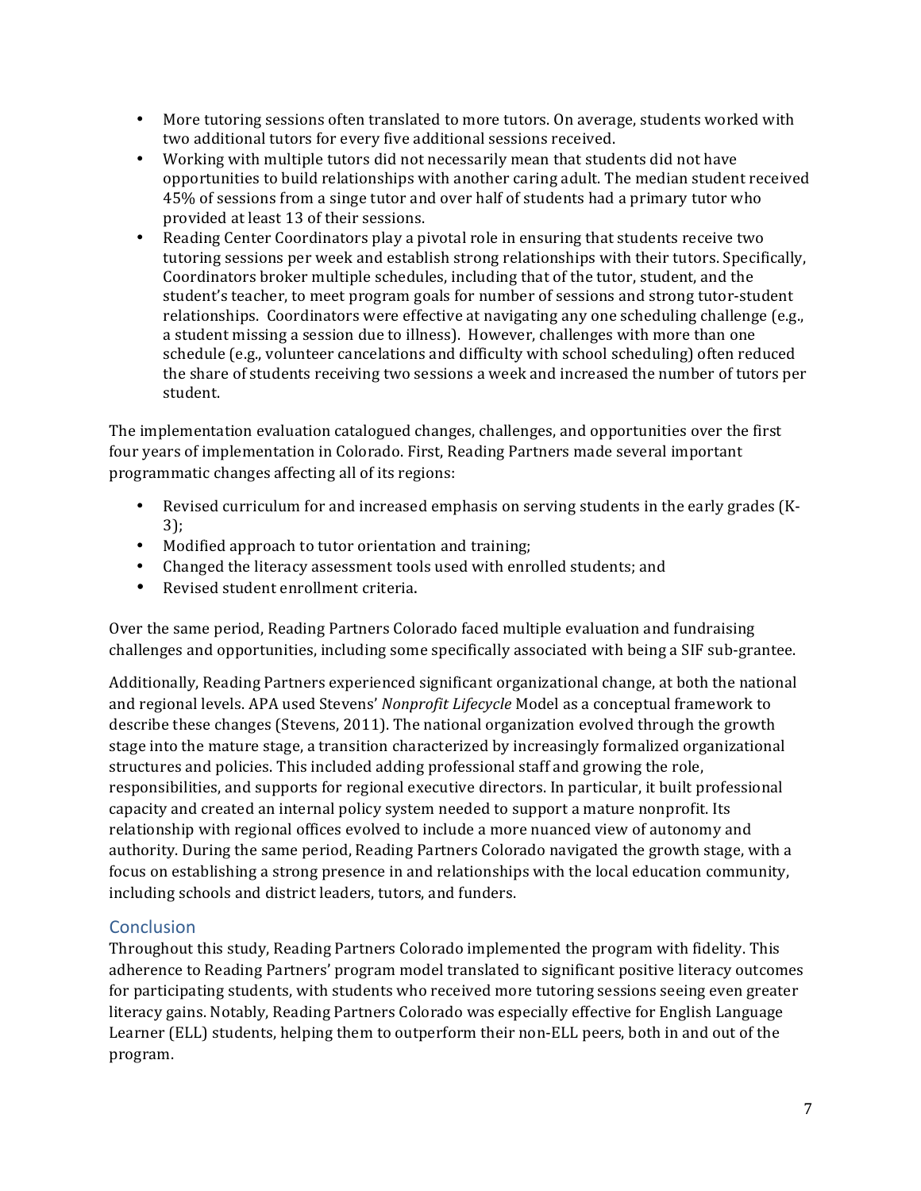- More tutoring sessions often translated to more tutors. On average, students worked with two additional tutors for every five additional sessions received.
- Working with multiple tutors did not necessarily mean that students did not have opportunities to build relationships with another caring adult. The median student received 45% of sessions from a singe tutor and over half of students had a primary tutor who provided at least 13 of their sessions.
- Reading Center Coordinators play a pivotal role in ensuring that students receive two tutoring sessions per week and establish strong relationships with their tutors. Specifically, Coordinators broker multiple schedules, including that of the tutor, student, and the student's teacher, to meet program goals for number of sessions and strong tutor-student relationships. Coordinators were effective at navigating any one scheduling challenge (e.g., a student missing a session due to illness). However, challenges with more than one schedule (e.g., volunteer cancelations and difficulty with school scheduling) often reduced the share of students receiving two sessions a week and increased the number of tutors per student.

The implementation evaluation catalogued changes, challenges, and opportunities over the first four years of implementation in Colorado. First, Reading Partners made several important programmatic changes affecting all of its regions:

- Revised curriculum for and increased emphasis on serving students in the early grades (K-3);
- Modified approach to tutor orientation and training;
- Changed the literacy assessment tools used with enrolled students; and
- Revised student enrollment criteria.

Over the same period, Reading Partners Colorado faced multiple evaluation and fundraising challenges and opportunities, including some specifically associated with being a SIF sub-grantee.

Additionally, Reading Partners experienced significant organizational change, at both the national and regional levels. APA used Stevens' *Nonprofit Lifecycle* Model as a conceptual framework to describe these changes (Stevens, 2011). The national organization evolved through the growth stage into the mature stage, a transition characterized by increasingly formalized organizational structures and policies. This included adding professional staff and growing the role, responsibilities, and supports for regional executive directors. In particular, it built professional capacity and created an internal policy system needed to support a mature nonprofit. Its relationship with regional offices evolved to include a more nuanced view of autonomy and authority. During the same period, Reading Partners Colorado navigated the growth stage, with a focus on establishing a strong presence in and relationships with the local education community, including schools and district leaders, tutors, and funders.

## Conclusion

Throughout this study, Reading Partners Colorado implemented the program with fidelity. This adherence to Reading Partners' program model translated to significant positive literacy outcomes for participating students, with students who received more tutoring sessions seeing even greater literacy gains. Notably, Reading Partners Colorado was especially effective for English Language Learner (ELL) students, helping them to outperform their non-ELL peers, both in and out of the program.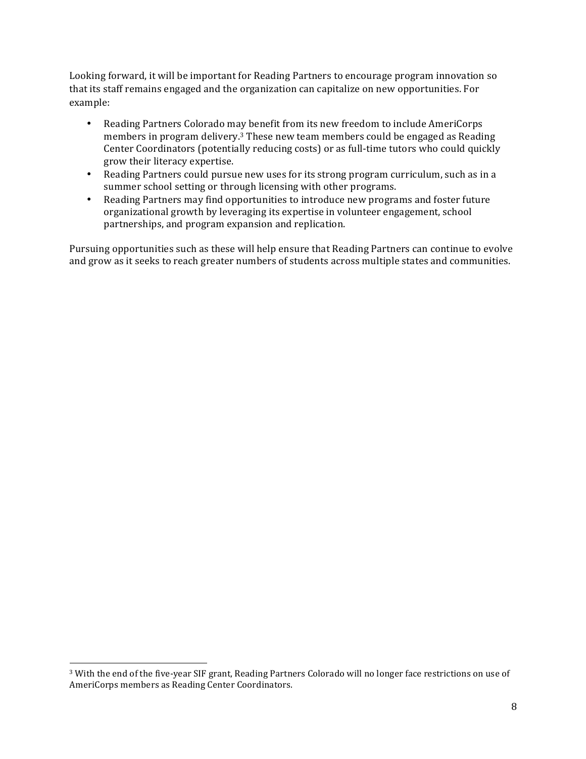Looking forward, it will be important for Reading Partners to encourage program innovation so that its staff remains engaged and the organization can capitalize on new opportunities. For example:

- Reading Partners Colorado may benefit from its new freedom to include AmeriCorps members in program delivery.[3] These new team members could be engaged as Reading Center Coordinators (potentially reducing costs) or as full-time tutors who could quickly grow their literacy expertise.
- Reading Partners could pursue new uses for its strong program curriculum, such as in a summer school setting or through licensing with other programs.
- Reading Partners may find opportunities to introduce new programs and foster future organizational growth by leveraging its expertise in volunteer engagement, school partnerships, and program expansion and replication.

Pursuing opportunities such as these will help ensure that Reading Partners can continue to evolve and grow as it seeks to reach greater numbers of students across multiple states and communities.

---

[3] With the end of the five-year SIF grant, Reading Partners Colorado will no longer face restrictions on use of AmeriCorps members as Reading Center Coordinators.